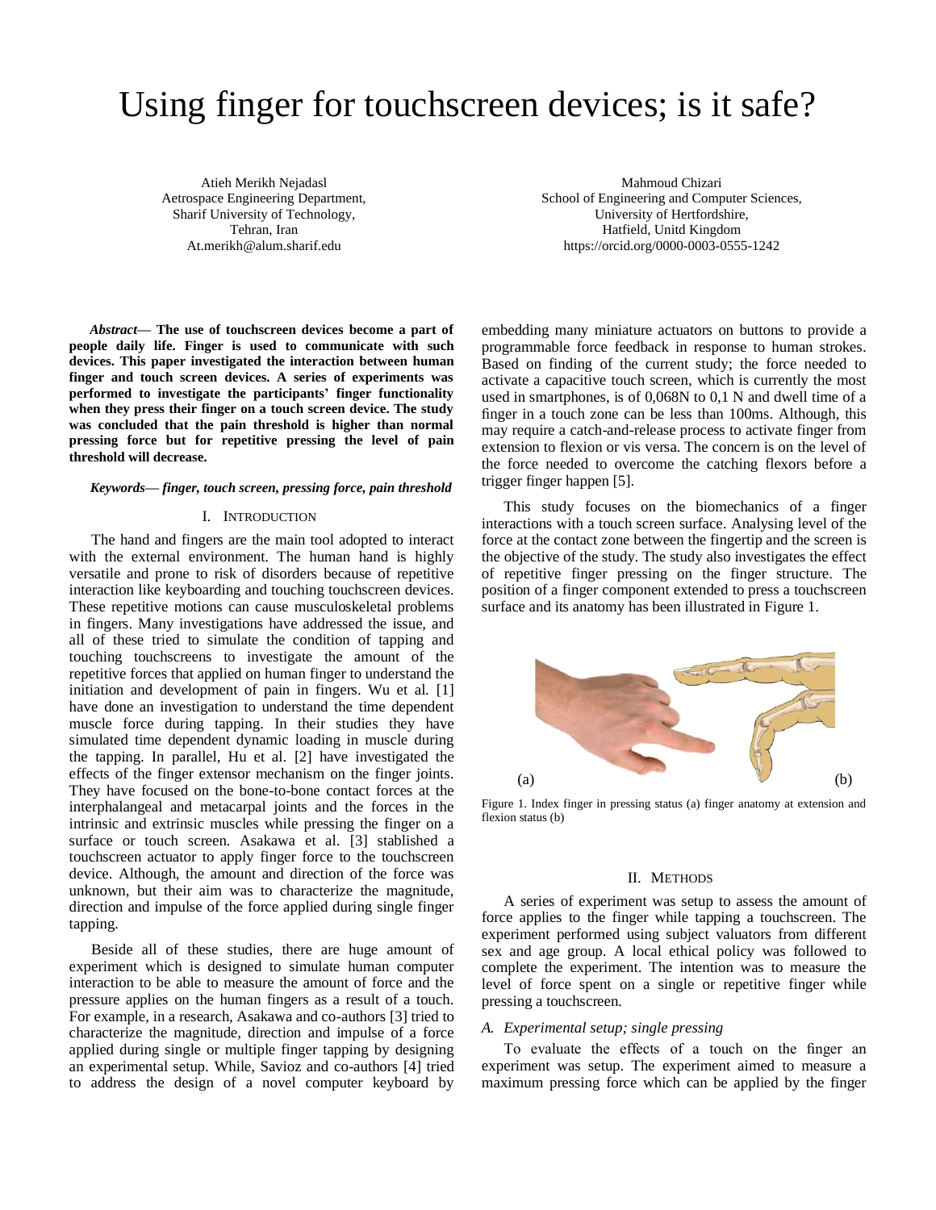# Using finger for touchscreen devices; is it safe?

Atieh Merikh Nejadasl
Aetrospace Engineering Department,
Sharif University of Technology,
Tehran, Iran
At.merikh@alum.sharif.edu

Mahmoud Chizari
School of Engineering and Computer Sciences,
University of Hertfordshire,
Hatfield, Unitd Kingdom
https://orcid.org/0000-0003-0555-1242

***Abstract*— The use of touchscreen devices become a part of people daily life. Finger is used to communicate with such devices. This paper investigated the interaction between human finger and touch screen devices. A series of experiments was performed to investigate the participants' finger functionality when they press their finger on a touch screen device. The study was concluded that the pain threshold is higher than normal pressing force but for repetitive pressing the level of pain threshold will decrease.**

***Keywords— finger, touch screen, pressing force, pain threshold***

## I. Introduction

The hand and fingers are the main tool adopted to interact with the external environment. The human hand is highly versatile and prone to risk of disorders because of repetitive interaction like keyboarding and touching touchscreen devices. These repetitive motions can cause musculoskeletal problems in fingers. Many investigations have addressed the issue, and all of these tried to simulate the condition of tapping and touching touchscreens to investigate the amount of the repetitive forces that applied on human finger to understand the initiation and development of pain in fingers. Wu et al. [1] have done an investigation to understand the time dependent muscle force during tapping. In their studies they have simulated time dependent dynamic loading in muscle during the tapping. In parallel, Hu et al. [2] have investigated the effects of the finger extensor mechanism on the finger joints. They have focused on the bone-to-bone contact forces at the interphalangeal and metacarpal joints and the forces in the intrinsic and extrinsic muscles while pressing the finger on a surface or touch screen. Asakawa et al. [3] stablished a touchscreen actuator to apply finger force to the touchscreen device. Although, the amount and direction of the force was unknown, but their aim was to characterize the magnitude, direction and impulse of the force applied during single finger tapping.

Beside all of these studies, there are huge amount of experiment which is designed to simulate human computer interaction to be able to measure the amount of force and the pressure applies on the human fingers as a result of a touch. For example, in a research, Asakawa and co-authors [3] tried to characterize the magnitude, direction and impulse of a force applied during single or multiple finger tapping by designing an experimental setup. While, Savioz and co-authors [4] tried to address the design of a novel computer keyboard by embedding many miniature actuators on buttons to provide a programmable force feedback in response to human strokes. Based on finding of the current study; the force needed to activate a capacitive touch screen, which is currently the most used in smartphones, is of 0,068N to 0,1 N and dwell time of a finger in a touch zone can be less than 100ms. Although, this may require a catch-and-release process to activate finger from extension to flexion or vis versa. The concern is on the level of the force needed to overcome the catching flexors before a trigger finger happen [5].

This study focuses on the biomechanics of a finger interactions with a touch screen surface. Analysing level of the force at the contact zone between the fingertip and the screen is the objective of the study. The study also investigates the effect of repetitive finger pressing on the finger structure. The position of a finger component extended to press a touchscreen surface and its anatomy has been illustrated in Figure 1.

(a) (b)

Figure 1. Index finger in pressing status (a) finger anatomy at extension and flexion status (b)

## II. Methods

A series of experiment was setup to assess the amount of force applies to the finger while tapping a touchscreen. The experiment performed using subject valuators from different sex and age group. A local ethical policy was followed to complete the experiment. The intention was to measure the level of force spent on a single or repetitive finger while pressing a touchscreen.

### *A. Experimental setup; single pressing*

To evaluate the effects of a touch on the finger an experiment was setup. The experiment aimed to measure a maximum pressing force which can be applied by the finger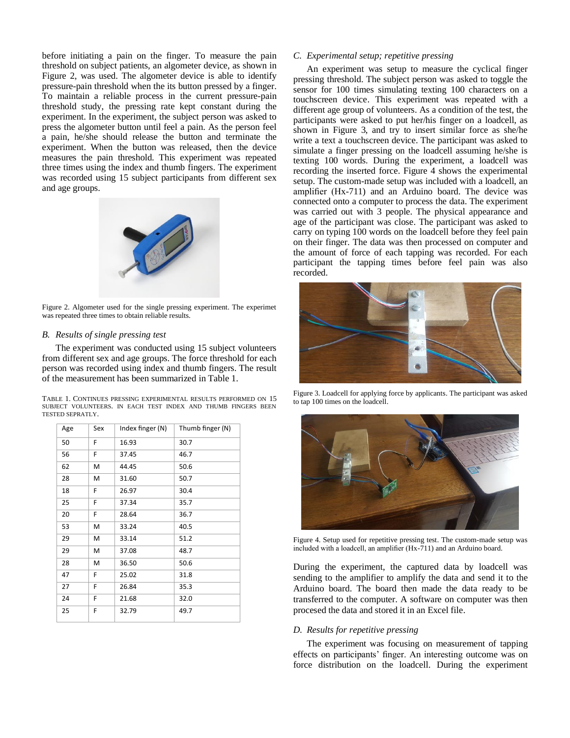before initiating a pain on the finger. To measure the pain threshold on subject patients, an algometer device, as shown in Figure 2, was used. The algometer device is able to identify pressure-pain threshold when the its button pressed by a finger. To maintain a reliable process in the current pressure-pain threshold study, the pressing rate kept constant during the experiment. In the experiment, the subject person was asked to press the algometer button until feel a pain. As the person feel a pain, he/she should release the button and terminate the experiment. When the button was released, then the device measures the pain threshold. This experiment was repeated three times using the index and thumb fingers. The experiment was recorded using 15 subject participants from different sex and age groups.

Figure 2. Algometer used for the single pressing experiment. The experimet was repeated three times to obtain reliable results.

### *B. Results of single pressing test*

The experiment was conducted using 15 subject volunteers from different sex and age groups. The force threshold for each person was recorded using index and thumb fingers. The result of the measurement has been summarized in Table 1.

TABLE 1. CONTINUES PRESSING EXPERIMENTAL RESULTS PERFORMED ON 15 SUBJECT VOLUNTEERS. IN EACH TEST INDEX AND THUMB FINGERS BEEN TESTED SEPRATLY.

| Age | Sex | Index finger (N) | Thumb finger (N) |
|---|---|---|---|
| 50 | F | 16.93 | 30.7 |
| 56 | F | 37.45 | 46.7 |
| 62 | M | 44.45 | 50.6 |
| 28 | M | 31.60 | 50.7 |
| 18 | F | 26.97 | 30.4 |
| 25 | F | 37.34 | 35.7 |
| 20 | F | 28.64 | 36.7 |
| 53 | M | 33.24 | 40.5 |
| 29 | M | 33.14 | 51.2 |
| 29 | M | 37.08 | 48.7 |
| 28 | M | 36.50 | 50.6 |
| 47 | F | 25.02 | 31.8 |
| 27 | F | 26.84 | 35.3 |
| 24 | F | 21.68 | 32.0 |
| 25 | F | 32.79 | 49.7 |

### *C. Experimental setup; repetitive pressing*

An experiment was setup to measure the cyclical finger pressing threshold. The subject person was asked to toggle the sensor for 100 times simulating texting 100 characters on a touchscreen device. This experiment was repeated with a different age group of volunteers. As a condition of the test, the participants were asked to put her/his finger on a loadcell, as shown in Figure 3, and try to insert similar force as she/he write a text a touchscreen device. The participant was asked to simulate a finger pressing on the loadcell assuming he/she is texting 100 words. During the experiment, a loadcell was recording the inserted force. Figure 4 shows the experimental setup. The custom-made setup was included with a loadcell, an amplifier (Hx-711) and an Arduino board. The device was connected onto a computer to process the data. The experiment was carried out with 3 people. The physical appearance and age of the participant was close. The participant was asked to carry on typing 100 words on the loadcell before they feel pain on their finger. The data was then processed on computer and the amount of force of each tapping was recorded. For each participant the tapping times before feel pain was also recorded.

Figure 3. Loadcell for applying force by applicants. The participant was asked to tap 100 times on the loadcell.

Figure 4. Setup used for repetitive pressing test. The custom-made setup was included with a loadcell, an amplifier (Hx-711) and an Arduino board.

During the experiment, the captured data by loadcell was sending to the amplifier to amplify the data and send it to the Arduino board. The board then made the data ready to be transferred to the computer. A software on computer was then procesed the data and stored it in an Excel file.

### *D. Results for repetitive pressing*

The experiment was focusing on measurement of tapping effects on participants' finger. An interesting outcome was on force distribution on the loadcell. During the experiment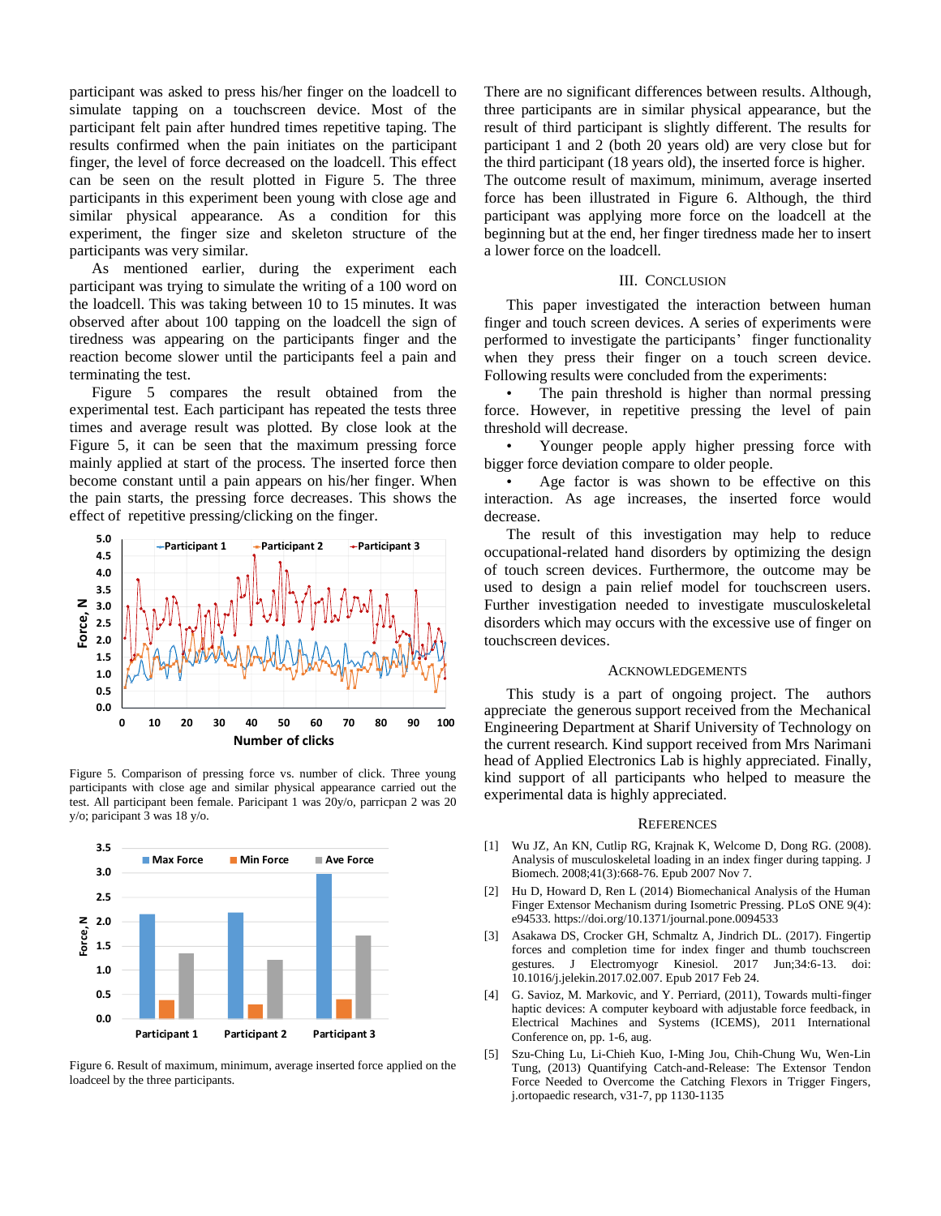participant was asked to press his/her finger on the loadcell to simulate tapping on a touchscreen device. Most of the participant felt pain after hundred times repetitive taping. The results confirmed when the pain initiates on the participant finger, the level of force decreased on the loadcell. This effect can be seen on the result plotted in Figure 5. The three participants in this experiment been young with close age and similar physical appearance. As a condition for this experiment, the finger size and skeleton structure of the participants was very similar.

As mentioned earlier, during the experiment each participant was trying to simulate the writing of a 100 word on the loadcell. This was taking between 10 to 15 minutes. It was observed after about 100 tapping on the loadcell the sign of tiredness was appearing on the participants finger and the reaction become slower until the participants feel a pain and terminating the test.

Figure 5 compares the result obtained from the experimental test. Each participant has repeated the tests three times and average result was plotted. By close look at the Figure 5, it can be seen that the maximum pressing force mainly applied at start of the process. The inserted force then become constant until a pain appears on his/her finger. When the pain starts, the pressing force decreases. This shows the effect of repetitive pressing/clicking on the finger.

Participant 1
Participant 2
Participant 3
Force, N
5.0
4.5
4.0
3.5
3.0
2.5
2.0
1.5
1.0
0.5
0.0
0 10 20 30 40 50 60 70 80 90 100
Number of clicks

Figure 5. Comparison of pressing force vs. number of click. Three young participants with close age and similar physical appearance carried out the test. All participant been female. Paricipant 1 was 20y/o, parricpan 2 was 20 y/o; paricipant 3 was 18 y/o.

Max Force
Min Force
Ave Force
Force, N
3.5
3.0
2.5
2.0
1.5
1.0
0.5
0.0
Participant 1
Participant 2
Participant 3

Figure 6. Result of maximum, minimum, average inserted force applied on the loadceel by the three participants.

There are no significant differences between results. Although, three participants are in similar physical appearance, but the result of third participant is slightly different. The results for participant 1 and 2 (both 20 years old) are very close but for the third participant (18 years old), the inserted force is higher. The outcome result of maximum, minimum, average inserted force has been illustrated in Figure 6. Although, the third participant was applying more force on the loadcell at the beginning but at the end, her finger tiredness made her to insert a lower force on the loadcell.

## III. Conclusion

This paper investigated the interaction between human finger and touch screen devices. A series of experiments were performed to investigate the participants' finger functionality when they press their finger on a touch screen device. Following results were concluded from the experiments:

- The pain threshold is higher than normal pressing force. However, in repetitive pressing the level of pain threshold will decrease.
- Younger people apply higher pressing force with bigger force deviation compare to older people.
- Age factor is was shown to be effective on this interaction. As age increases, the inserted force would decrease.

The result of this investigation may help to reduce occupational-related hand disorders by optimizing the design of touch screen devices. Furthermore, the outcome may be used to design a pain relief model for touchscreen users. Further investigation needed to investigate musculoskeletal disorders which may occurs with the excessive use of finger on touchscreen devices.

## Acknowledgements

This study is a part of ongoing project. The authors appreciate the generous support received from the Mechanical Engineering Department at Sharif University of Technology on the current research. Kind support received from Mrs Narimani head of Applied Electronics Lab is highly appreciated. Finally, kind support of all participants who helped to measure the experimental data is highly appreciated.

## References

[1] Wu JZ, An KN, Cutlip RG, Krajnak K, Welcome D, Dong RG. (2008). Analysis of musculoskeletal loading in an index finger during tapping. J Biomech. 2008;41(3):668-76. Epub 2007 Nov 7.

[2] Hu D, Howard D, Ren L (2014) Biomechanical Analysis of the Human Finger Extensor Mechanism during Isometric Pressing. PLoS ONE 9(4): e94533. https://doi.org/10.1371/journal.pone.0094533

[3] Asakawa DS, Crocker GH, Schmaltz A, Jindrich DL. (2017). Fingertip forces and completion time for index finger and thumb touchscreen gestures. J Electromyogr Kinesiol. 2017 Jun;34:6-13. doi: 10.1016/j.jelekin.2017.02.007. Epub 2017 Feb 24.

[4] G. Savioz, M. Markovic, and Y. Perriard, (2011), Towards multi-finger haptic devices: A computer keyboard with adjustable force feedback, in Electrical Machines and Systems (ICEMS), 2011 International Conference on, pp. 1-6, aug.

[5] Szu-Ching Lu, Li-Chieh Kuo, I-Ming Jou, Chih-Chung Wu, Wen-Lin Tung, (2013) Quantifying Catch-and-Release: The Extensor Tendon Force Needed to Overcome the Catching Flexors in Trigger Fingers, j.ortopaedic research, v31-7, pp 1130-1135